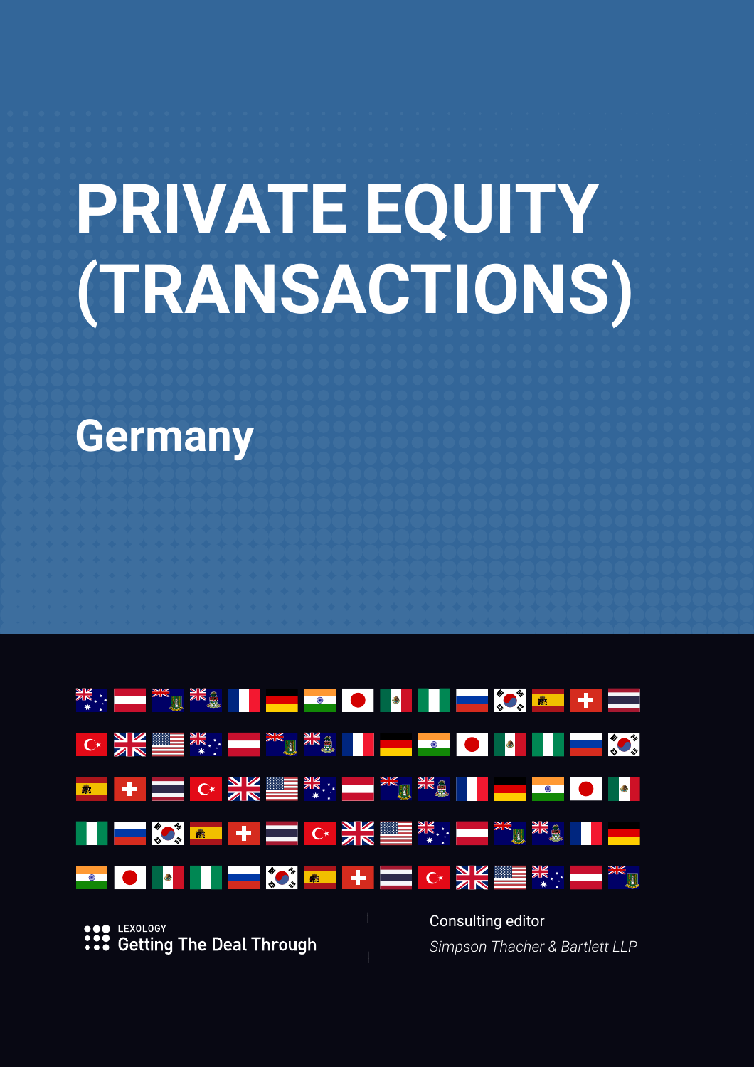# PRIVATE EQUITY (TRANSACTIONS)

## Germany

LEXOLOGY
Getting The Deal Through

Consulting editor
*Simpson Thacher & Bartlett LLP*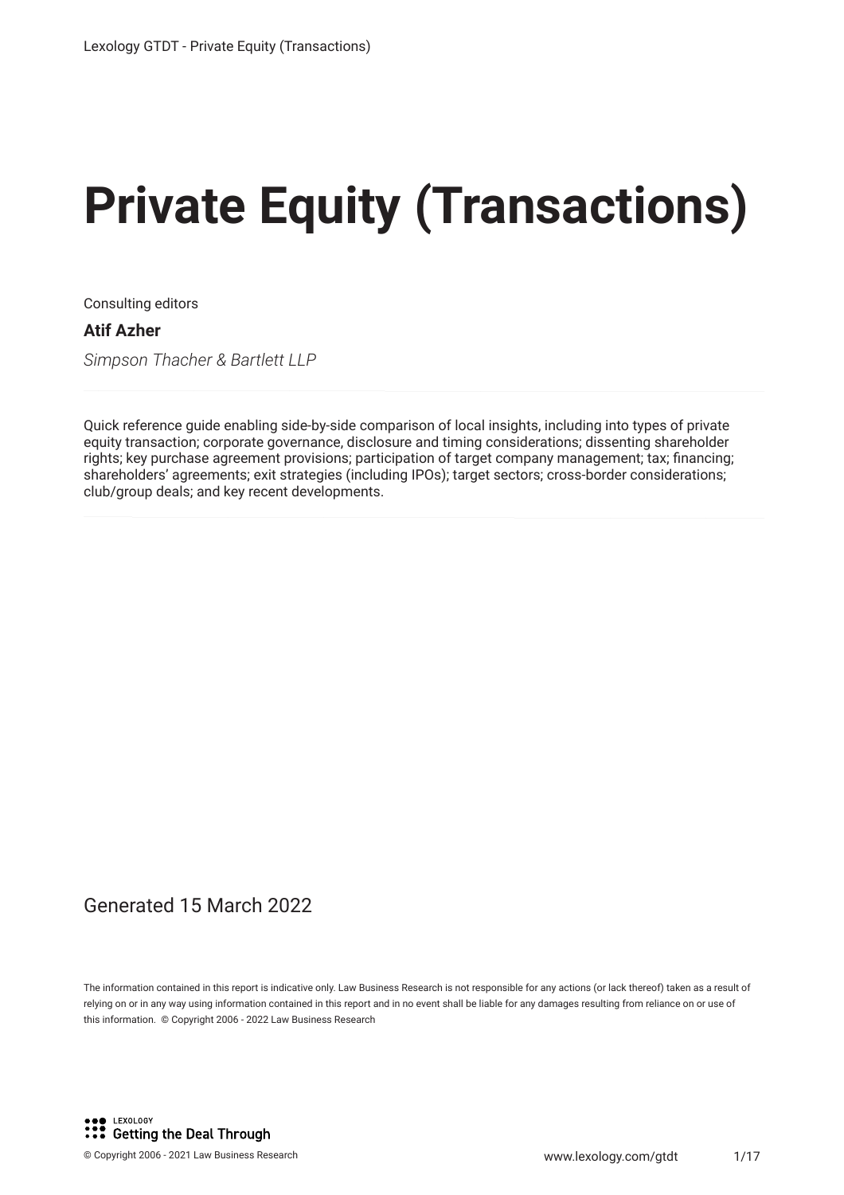# Private Equity (Transactions)

Consulting editors

**Atif Azher**

*Simpson Thacher & Bartlett LLP*

Quick reference guide enabling side-by-side comparison of local insights, including into types of private equity transaction; corporate governance, disclosure and timing considerations; dissenting shareholder rights; key purchase agreement provisions; participation of target company management; tax; financing; shareholders' agreements; exit strategies (including IPOs); target sectors; cross-border considerations; club/group deals; and key recent developments.

Generated 15 March 2022

The information contained in this report is indicative only. Law Business Research is not responsible for any actions (or lack thereof) taken as a result of relying on or in any way using information contained in this report and in no event shall be liable for any damages resulting from reliance on or use of this information. © Copyright 2006 - 2022 Law Business Research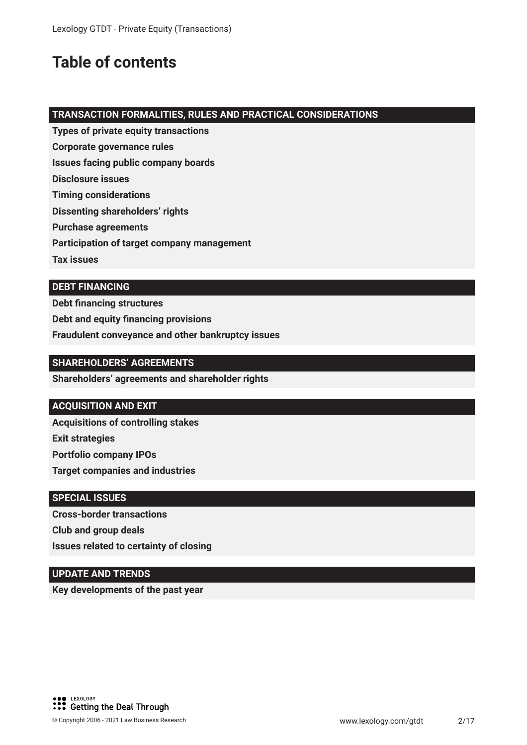# Table of contents

## TRANSACTION FORMALITIES, RULES AND PRACTICAL CONSIDERATIONS

**Types of private equity transactions**

**Corporate governance rules**

**Issues facing public company boards**

**Disclosure issues**

**Timing considerations**

**Dissenting shareholders' rights**

**Purchase agreements**

**Participation of target company management**

**Tax issues**

## DEBT FINANCING

**Debt financing structures**

**Debt and equity financing provisions**

**Fraudulent conveyance and other bankruptcy issues**

## SHAREHOLDERS' AGREEMENTS

**Shareholders' agreements and shareholder rights**

## ACQUISITION AND EXIT

**Acquisitions of controlling stakes**

**Exit strategies**

**Portfolio company IPOs**

**Target companies and industries**

## SPECIAL ISSUES

**Cross-border transactions**

**Club and group deals**

**Issues related to certainty of closing**

## UPDATE AND TRENDS

**Key developments of the past year**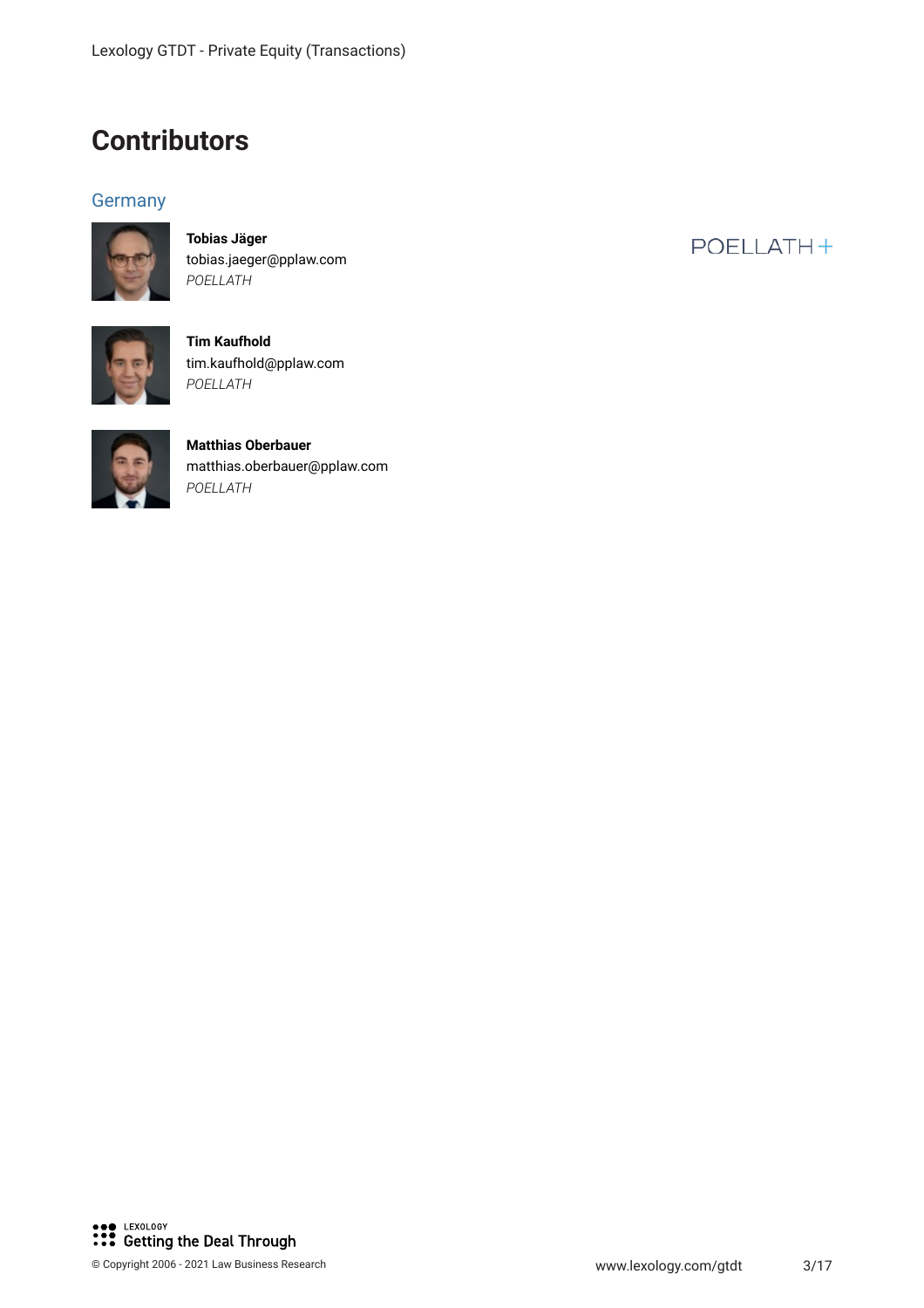# Contributors

## Germany

**Tobias Jäger**
tobias.jaeger@pplaw.com
*POELLATH*

**Tim Kaufhold**
tim.kaufhold@pplaw.com
*POELLATH*

**Matthias Oberbauer**
matthias.oberbauer@pplaw.com
*POELLATH*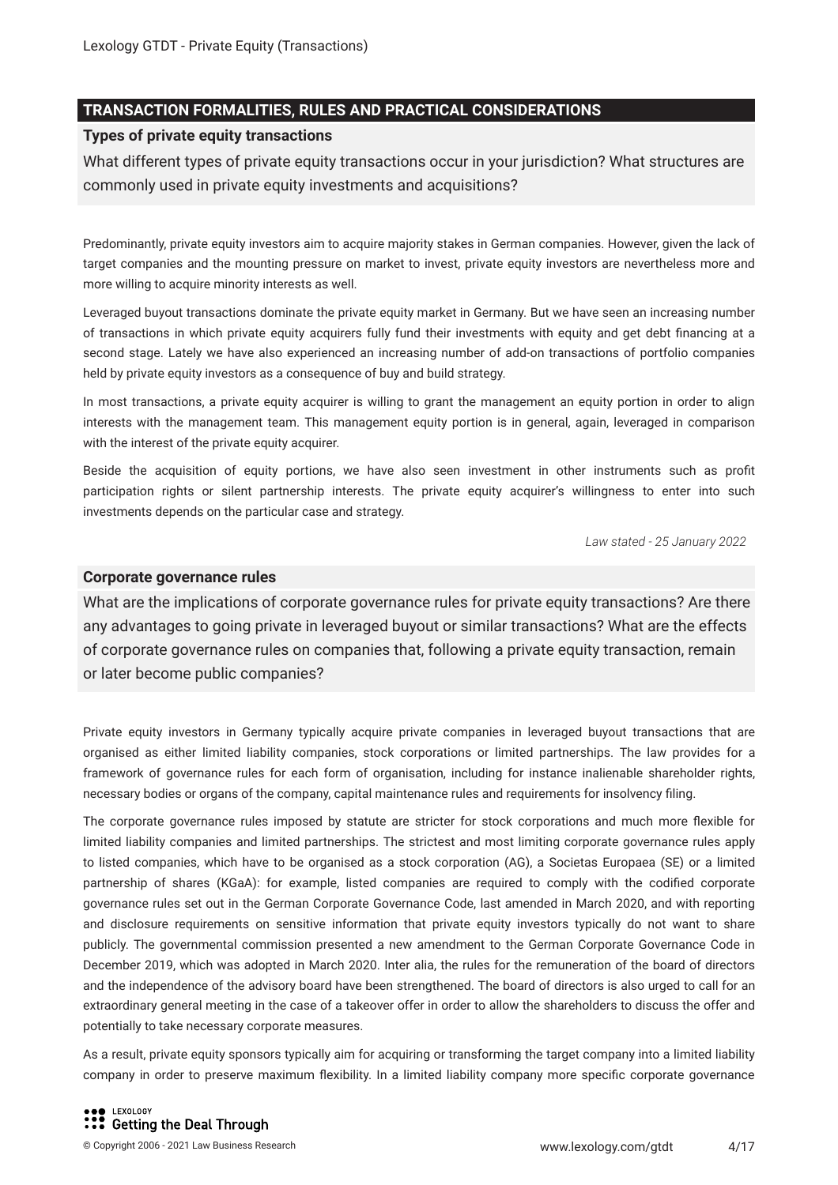## TRANSACTION FORMALITIES, RULES AND PRACTICAL CONSIDERATIONS

### Types of private equity transactions

What different types of private equity transactions occur in your jurisdiction? What structures are commonly used in private equity investments and acquisitions?

Predominantly, private equity investors aim to acquire majority stakes in German companies. However, given the lack of target companies and the mounting pressure on market to invest, private equity investors are nevertheless more and more willing to acquire minority interests as well.

Leveraged buyout transactions dominate the private equity market in Germany. But we have seen an increasing number of transactions in which private equity acquirers fully fund their investments with equity and get debt financing at a second stage. Lately we have also experienced an increasing number of add-on transactions of portfolio companies held by private equity investors as a consequence of buy and build strategy.

In most transactions, a private equity acquirer is willing to grant the management an equity portion in order to align interests with the management team. This management equity portion is in general, again, leveraged in comparison with the interest of the private equity acquirer.

Beside the acquisition of equity portions, we have also seen investment in other instruments such as profit participation rights or silent partnership interests. The private equity acquirer's willingness to enter into such investments depends on the particular case and strategy.

*Law stated - 25 January 2022*

### Corporate governance rules

What are the implications of corporate governance rules for private equity transactions? Are there any advantages to going private in leveraged buyout or similar transactions? What are the effects of corporate governance rules on companies that, following a private equity transaction, remain or later become public companies?

Private equity investors in Germany typically acquire private companies in leveraged buyout transactions that are organised as either limited liability companies, stock corporations or limited partnerships. The law provides for a framework of governance rules for each form of organisation, including for instance inalienable shareholder rights, necessary bodies or organs of the company, capital maintenance rules and requirements for insolvency filing.

The corporate governance rules imposed by statute are stricter for stock corporations and much more flexible for limited liability companies and limited partnerships. The strictest and most limiting corporate governance rules apply to listed companies, which have to be organised as a stock corporation (AG), a Societas Europaea (SE) or a limited partnership of shares (KGaA): for example, listed companies are required to comply with the codified corporate governance rules set out in the German Corporate Governance Code, last amended in March 2020, and with reporting and disclosure requirements on sensitive information that private equity investors typically do not want to share publicly. The governmental commission presented a new amendment to the German Corporate Governance Code in December 2019, which was adopted in March 2020. Inter alia, the rules for the remuneration of the board of directors and the independence of the advisory board have been strengthened. The board of directors is also urged to call for an extraordinary general meeting in the case of a takeover offer in order to allow the shareholders to discuss the offer and potentially to take necessary corporate measures.

As a result, private equity sponsors typically aim for acquiring or transforming the target company into a limited liability company in order to preserve maximum flexibility. In a limited liability company more specific corporate governance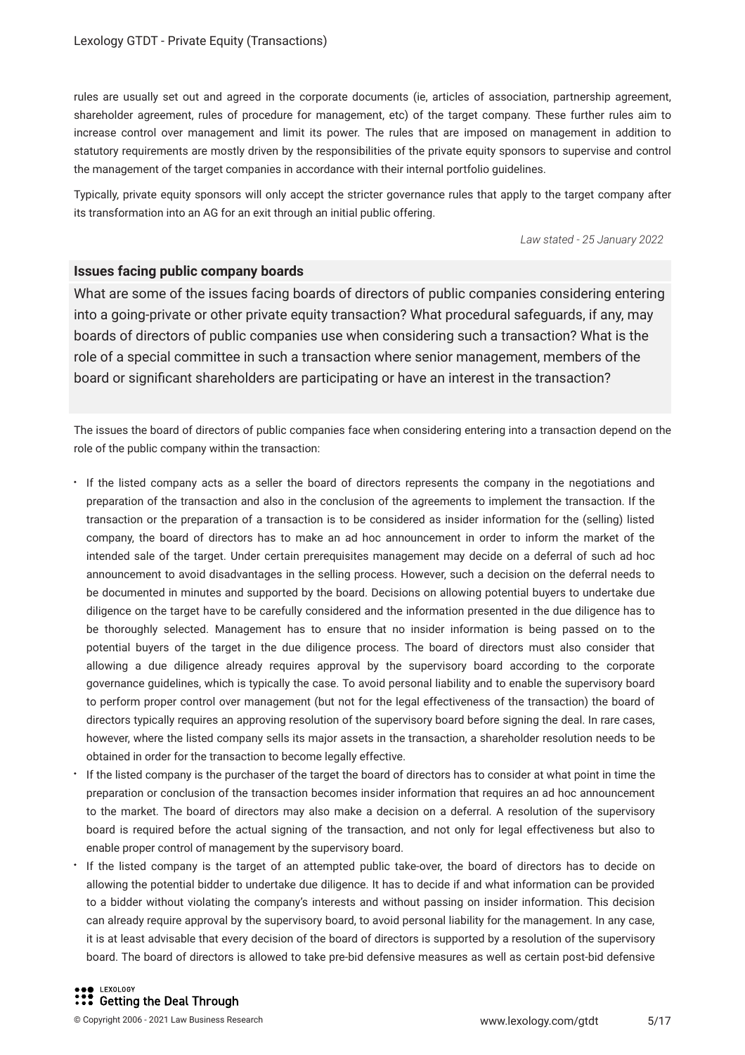rules are usually set out and agreed in the corporate documents (ie, articles of association, partnership agreement, shareholder agreement, rules of procedure for management, etc) of the target company. These further rules aim to increase control over management and limit its power. The rules that are imposed on management in addition to statutory requirements are mostly driven by the responsibilities of the private equity sponsors to supervise and control the management of the target companies in accordance with their internal portfolio guidelines.

Typically, private equity sponsors will only accept the stricter governance rules that apply to the target company after its transformation into an AG for an exit through an initial public offering.

*Law stated - 25 January 2022*

**Issues facing public company boards**

What are some of the issues facing boards of directors of public companies considering entering into a going-private or other private equity transaction? What procedural safeguards, if any, may boards of directors of public companies use when considering such a transaction? What is the role of a special committee in such a transaction where senior management, members of the board or significant shareholders are participating or have an interest in the transaction?

The issues the board of directors of public companies face when considering entering into a transaction depend on the role of the public company within the transaction:

- If the listed company acts as a seller the board of directors represents the company in the negotiations and preparation of the transaction and also in the conclusion of the agreements to implement the transaction. If the transaction or the preparation of a transaction is to be considered as insider information for the (selling) listed company, the board of directors has to make an ad hoc announcement in order to inform the market of the intended sale of the target. Under certain prerequisites management may decide on a deferral of such ad hoc announcement to avoid disadvantages in the selling process. However, such a decision on the deferral needs to be documented in minutes and supported by the board. Decisions on allowing potential buyers to undertake due diligence on the target have to be carefully considered and the information presented in the due diligence has to be thoroughly selected. Management has to ensure that no insider information is being passed on to the potential buyers of the target in the due diligence process. The board of directors must also consider that allowing a due diligence already requires approval by the supervisory board according to the corporate governance guidelines, which is typically the case. To avoid personal liability and to enable the supervisory board to perform proper control over management (but not for the legal effectiveness of the transaction) the board of directors typically requires an approving resolution of the supervisory board before signing the deal. In rare cases, however, where the listed company sells its major assets in the transaction, a shareholder resolution needs to be obtained in order for the transaction to become legally effective.
- If the listed company is the purchaser of the target the board of directors has to consider at what point in time the preparation or conclusion of the transaction becomes insider information that requires an ad hoc announcement to the market. The board of directors may also make a decision on a deferral. A resolution of the supervisory board is required before the actual signing of the transaction, and not only for legal effectiveness but also to enable proper control of management by the supervisory board.
- If the listed company is the target of an attempted public take-over, the board of directors has to decide on allowing the potential bidder to undertake due diligence. It has to decide if and what information can be provided to a bidder without violating the company's interests and without passing on insider information. This decision can already require approval by the supervisory board, to avoid personal liability for the management. In any case, it is at least advisable that every decision of the board of directors is supported by a resolution of the supervisory board. The board of directors is allowed to take pre-bid defensive measures as well as certain post-bid defensive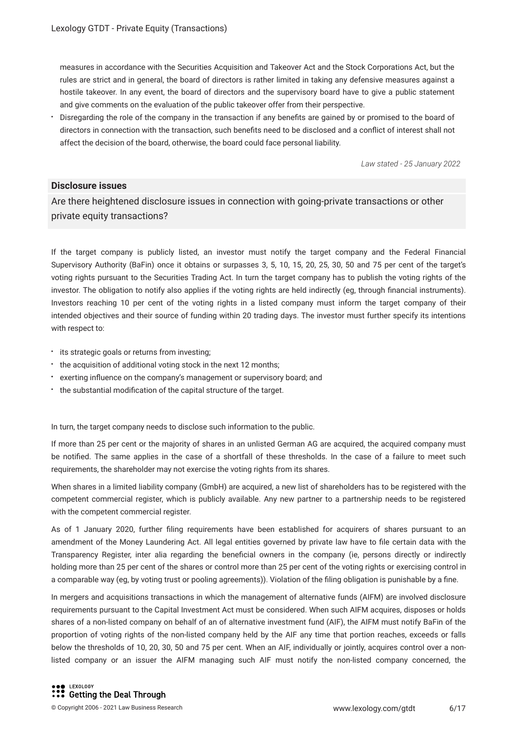measures in accordance with the Securities Acquisition and Takeover Act and the Stock Corporations Act, but the rules are strict and in general, the board of directors is rather limited in taking any defensive measures against a hostile takeover. In any event, the board of directors and the supervisory board have to give a public statement and give comments on the evaluation of the public takeover offer from their perspective.

- Disregarding the role of the company in the transaction if any benefits are gained by or promised to the board of directors in connection with the transaction, such benefits need to be disclosed and a conflict of interest shall not affect the decision of the board, otherwise, the board could face personal liability.

*Law stated - 25 January 2022*

**Disclosure issues**

Are there heightened disclosure issues in connection with going-private transactions or other private equity transactions?

If the target company is publicly listed, an investor must notify the target company and the Federal Financial Supervisory Authority (BaFin) once it obtains or surpasses 3, 5, 10, 15, 20, 25, 30, 50 and 75 per cent of the target's voting rights pursuant to the Securities Trading Act. In turn the target company has to publish the voting rights of the investor. The obligation to notify also applies if the voting rights are held indirectly (eg, through financial instruments). Investors reaching 10 per cent of the voting rights in a listed company must inform the target company of their intended objectives and their source of funding within 20 trading days. The investor must further specify its intentions with respect to:

- its strategic goals or returns from investing;
- the acquisition of additional voting stock in the next 12 months;
- exerting influence on the company's management or supervisory board; and
- the substantial modification of the capital structure of the target.

In turn, the target company needs to disclose such information to the public.

If more than 25 per cent or the majority of shares in an unlisted German AG are acquired, the acquired company must be notified. The same applies in the case of a shortfall of these thresholds. In the case of a failure to meet such requirements, the shareholder may not exercise the voting rights from its shares.

When shares in a limited liability company (GmbH) are acquired, a new list of shareholders has to be registered with the competent commercial register, which is publicly available. Any new partner to a partnership needs to be registered with the competent commercial register.

As of 1 January 2020, further filing requirements have been established for acquirers of shares pursuant to an amendment of the Money Laundering Act. All legal entities governed by private law have to file certain data with the Transparency Register, inter alia regarding the beneficial owners in the company (ie, persons directly or indirectly holding more than 25 per cent of the shares or control more than 25 per cent of the voting rights or exercising control in a comparable way (eg, by voting trust or pooling agreements)). Violation of the filing obligation is punishable by a fine.

In mergers and acquisitions transactions in which the management of alternative funds (AIFM) are involved disclosure requirements pursuant to the Capital Investment Act must be considered. When such AIFM acquires, disposes or holds shares of a non-listed company on behalf of an of alternative investment fund (AIF), the AIFM must notify BaFin of the proportion of voting rights of the non-listed company held by the AIF any time that portion reaches, exceeds or falls below the thresholds of 10, 20, 30, 50 and 75 per cent. When an AIF, individually or jointly, acquires control over a non-listed company or an issuer the AIFM managing such AIF must notify the non-listed company concerned, the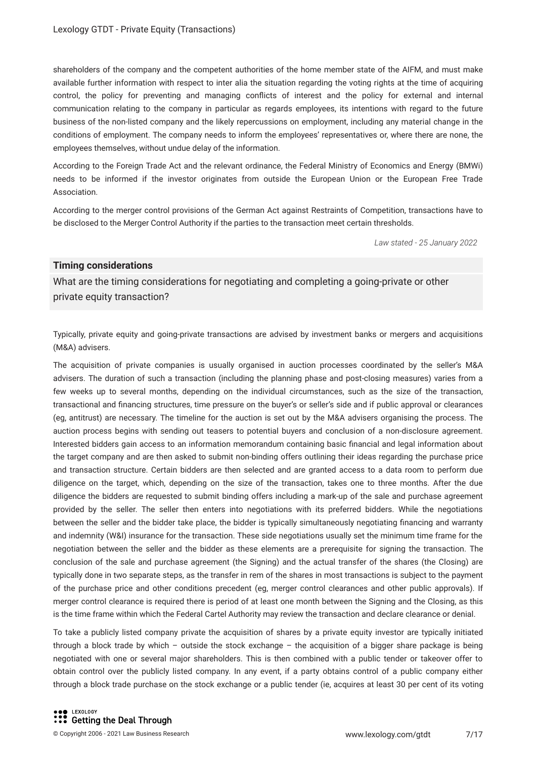shareholders of the company and the competent authorities of the home member state of the AIFM, and must make available further information with respect to inter alia the situation regarding the voting rights at the time of acquiring control, the policy for preventing and managing conflicts of interest and the policy for external and internal communication relating to the company in particular as regards employees, its intentions with regard to the future business of the non-listed company and the likely repercussions on employment, including any material change in the conditions of employment. The company needs to inform the employees' representatives or, where there are none, the employees themselves, without undue delay of the information.

According to the Foreign Trade Act and the relevant ordinance, the Federal Ministry of Economics and Energy (BMWi) needs to be informed if the investor originates from outside the European Union or the European Free Trade Association.

According to the merger control provisions of the German Act against Restraints of Competition, transactions have to be disclosed to the Merger Control Authority if the parties to the transaction meet certain thresholds.

*Law stated - 25 January 2022*

### Timing considerations

What are the timing considerations for negotiating and completing a going-private or other private equity transaction?

Typically, private equity and going-private transactions are advised by investment banks or mergers and acquisitions (M&A) advisers.

The acquisition of private companies is usually organised in auction processes coordinated by the seller's M&A advisers. The duration of such a transaction (including the planning phase and post-closing measures) varies from a few weeks up to several months, depending on the individual circumstances, such as the size of the transaction, transactional and financing structures, time pressure on the buyer's or seller's side and if public approval or clearances (eg, antitrust) are necessary. The timeline for the auction is set out by the M&A advisers organising the process. The auction process begins with sending out teasers to potential buyers and conclusion of a non-disclosure agreement. Interested bidders gain access to an information memorandum containing basic financial and legal information about the target company and are then asked to submit non-binding offers outlining their ideas regarding the purchase price and transaction structure. Certain bidders are then selected and are granted access to a data room to perform due diligence on the target, which, depending on the size of the transaction, takes one to three months. After the due diligence the bidders are requested to submit binding offers including a mark-up of the sale and purchase agreement provided by the seller. The seller then enters into negotiations with its preferred bidders. While the negotiations between the seller and the bidder take place, the bidder is typically simultaneously negotiating financing and warranty and indemnity (W&I) insurance for the transaction. These side negotiations usually set the minimum time frame for the negotiation between the seller and the bidder as these elements are a prerequisite for signing the transaction. The conclusion of the sale and purchase agreement (the Signing) and the actual transfer of the shares (the Closing) are typically done in two separate steps, as the transfer in rem of the shares in most transactions is subject to the payment of the purchase price and other conditions precedent (eg, merger control clearances and other public approvals). If merger control clearance is required there is period of at least one month between the Signing and the Closing, as this is the time frame within which the Federal Cartel Authority may review the transaction and declare clearance or denial.

To take a publicly listed company private the acquisition of shares by a private equity investor are typically initiated through a block trade by which – outside the stock exchange – the acquisition of a bigger share package is being negotiated with one or several major shareholders. This is then combined with a public tender or takeover offer to obtain control over the publicly listed company. In any event, if a party obtains control of a public company either through a block trade purchase on the stock exchange or a public tender (ie, acquires at least 30 per cent of its voting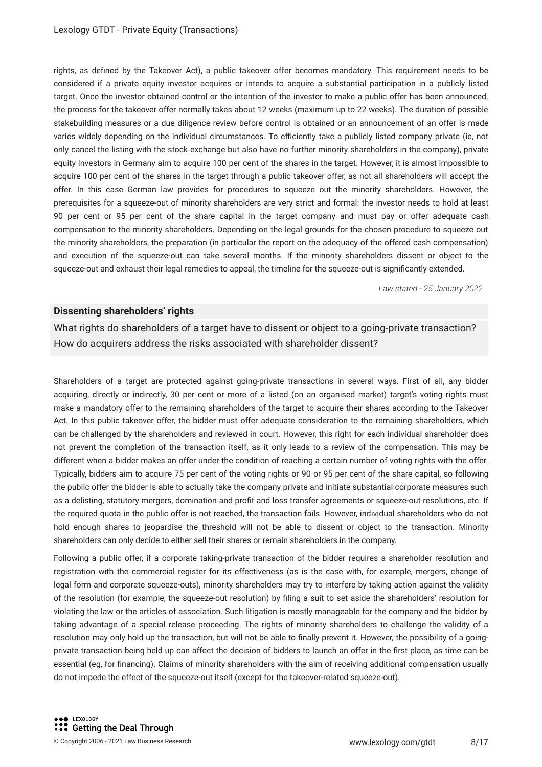rights, as defined by the Takeover Act), a public takeover offer becomes mandatory. This requirement needs to be considered if a private equity investor acquires or intends to acquire a substantial participation in a publicly listed target. Once the investor obtained control or the intention of the investor to make a public offer has been announced, the process for the takeover offer normally takes about 12 weeks (maximum up to 22 weeks). The duration of possible stakebuilding measures or a due diligence review before control is obtained or an announcement of an offer is made varies widely depending on the individual circumstances. To efficiently take a publicly listed company private (ie, not only cancel the listing with the stock exchange but also have no further minority shareholders in the company), private equity investors in Germany aim to acquire 100 per cent of the shares in the target. However, it is almost impossible to acquire 100 per cent of the shares in the target through a public takeover offer, as not all shareholders will accept the offer. In this case German law provides for procedures to squeeze out the minority shareholders. However, the prerequisites for a squeeze-out of minority shareholders are very strict and formal: the investor needs to hold at least 90 per cent or 95 per cent of the share capital in the target company and must pay or offer adequate cash compensation to the minority shareholders. Depending on the legal grounds for the chosen procedure to squeeze out the minority shareholders, the preparation (in particular the report on the adequacy of the offered cash compensation) and execution of the squeeze-out can take several months. If the minority shareholders dissent or object to the squeeze-out and exhaust their legal remedies to appeal, the timeline for the squeeze-out is significantly extended.

*Law stated - 25 January 2022*

### Dissenting shareholders' rights

What rights do shareholders of a target have to dissent or object to a going-private transaction? How do acquirers address the risks associated with shareholder dissent?

Shareholders of a target are protected against going-private transactions in several ways. First of all, any bidder acquiring, directly or indirectly, 30 per cent or more of a listed (on an organised market) target's voting rights must make a mandatory offer to the remaining shareholders of the target to acquire their shares according to the Takeover Act. In this public takeover offer, the bidder must offer adequate consideration to the remaining shareholders, which can be challenged by the shareholders and reviewed in court. However, this right for each individual shareholder does not prevent the completion of the transaction itself, as it only leads to a review of the compensation. This may be different when a bidder makes an offer under the condition of reaching a certain number of voting rights with the offer. Typically, bidders aim to acquire 75 per cent of the voting rights or 90 or 95 per cent of the share capital, so following the public offer the bidder is able to actually take the company private and initiate substantial corporate measures such as a delisting, statutory mergers, domination and profit and loss transfer agreements or squeeze-out resolutions, etc. If the required quota in the public offer is not reached, the transaction fails. However, individual shareholders who do not hold enough shares to jeopardise the threshold will not be able to dissent or object to the transaction. Minority shareholders can only decide to either sell their shares or remain shareholders in the company.

Following a public offer, if a corporate taking-private transaction of the bidder requires a shareholder resolution and registration with the commercial register for its effectiveness (as is the case with, for example, mergers, change of legal form and corporate squeeze-outs), minority shareholders may try to interfere by taking action against the validity of the resolution (for example, the squeeze-out resolution) by filing a suit to set aside the shareholders' resolution for violating the law or the articles of association. Such litigation is mostly manageable for the company and the bidder by taking advantage of a special release proceeding. The rights of minority shareholders to challenge the validity of a resolution may only hold up the transaction, but will not be able to finally prevent it. However, the possibility of a going-private transaction being held up can affect the decision of bidders to launch an offer in the first place, as time can be essential (eg, for financing). Claims of minority shareholders with the aim of receiving additional compensation usually do not impede the effect of the squeeze-out itself (except for the takeover-related squeeze-out).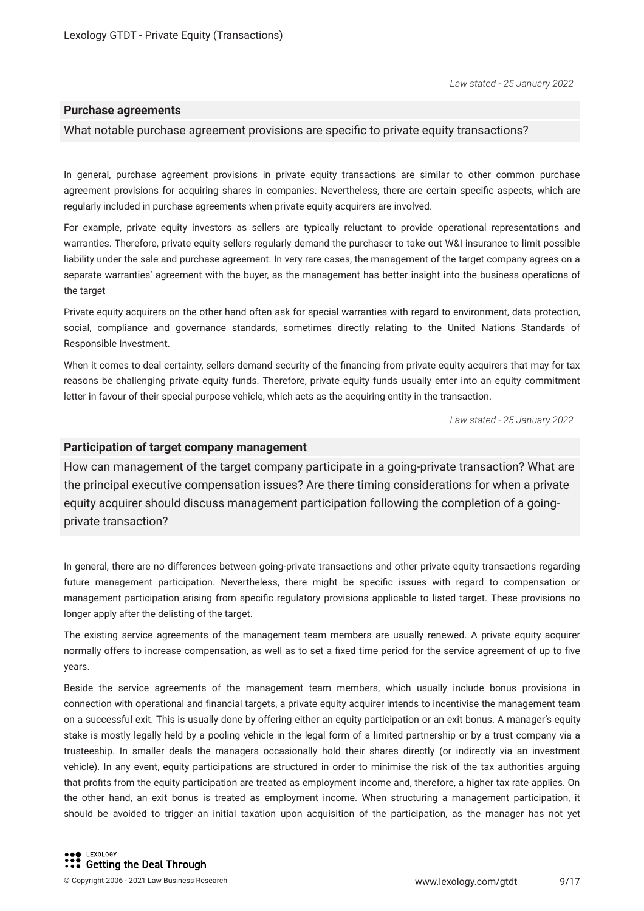*Law stated - 25 January 2022*

## Purchase agreements

What notable purchase agreement provisions are specific to private equity transactions?

In general, purchase agreement provisions in private equity transactions are similar to other common purchase agreement provisions for acquiring shares in companies. Nevertheless, there are certain specific aspects, which are regularly included in purchase agreements when private equity acquirers are involved.

For example, private equity investors as sellers are typically reluctant to provide operational representations and warranties. Therefore, private equity sellers regularly demand the purchaser to take out W&I insurance to limit possible liability under the sale and purchase agreement. In very rare cases, the management of the target company agrees on a separate warranties' agreement with the buyer, as the management has better insight into the business operations of the target

Private equity acquirers on the other hand often ask for special warranties with regard to environment, data protection, social, compliance and governance standards, sometimes directly relating to the United Nations Standards of Responsible Investment.

When it comes to deal certainty, sellers demand security of the financing from private equity acquirers that may for tax reasons be challenging private equity funds. Therefore, private equity funds usually enter into an equity commitment letter in favour of their special purpose vehicle, which acts as the acquiring entity in the transaction.

*Law stated - 25 January 2022*

## Participation of target company management

How can management of the target company participate in a going-private transaction? What are the principal executive compensation issues? Are there timing considerations for when a private equity acquirer should discuss management participation following the completion of a going-private transaction?

In general, there are no differences between going-private transactions and other private equity transactions regarding future management participation. Nevertheless, there might be specific issues with regard to compensation or management participation arising from specific regulatory provisions applicable to listed target. These provisions no longer apply after the delisting of the target.

The existing service agreements of the management team members are usually renewed. A private equity acquirer normally offers to increase compensation, as well as to set a fixed time period for the service agreement of up to five years.

Beside the service agreements of the management team members, which usually include bonus provisions in connection with operational and financial targets, a private equity acquirer intends to incentivise the management team on a successful exit. This is usually done by offering either an equity participation or an exit bonus. A manager's equity stake is mostly legally held by a pooling vehicle in the legal form of a limited partnership or by a trust company via a trusteeship. In smaller deals the managers occasionally hold their shares directly (or indirectly via an investment vehicle). In any event, equity participations are structured in order to minimise the risk of the tax authorities arguing that profits from the equity participation are treated as employment income and, therefore, a higher tax rate applies. On the other hand, an exit bonus is treated as employment income. When structuring a management participation, it should be avoided to trigger an initial taxation upon acquisition of the participation, as the manager has not yet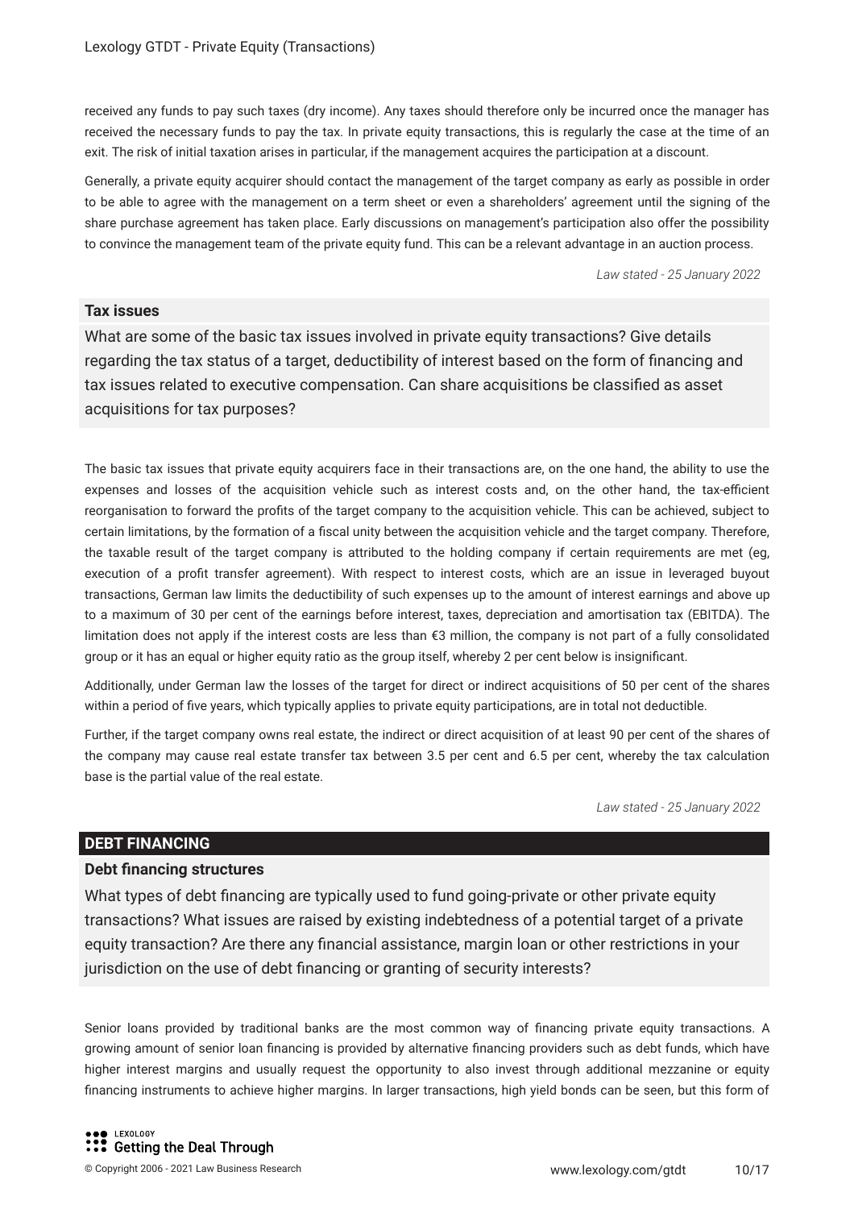received any funds to pay such taxes (dry income). Any taxes should therefore only be incurred once the manager has received the necessary funds to pay the tax. In private equity transactions, this is regularly the case at the time of an exit. The risk of initial taxation arises in particular, if the management acquires the participation at a discount.

Generally, a private equity acquirer should contact the management of the target company as early as possible in order to be able to agree with the management on a term sheet or even a shareholders' agreement until the signing of the share purchase agreement has taken place. Early discussions on management's participation also offer the possibility to convince the management team of the private equity fund. This can be a relevant advantage in an auction process.

*Law stated - 25 January 2022*

### Tax issues

What are some of the basic tax issues involved in private equity transactions? Give details regarding the tax status of a target, deductibility of interest based on the form of financing and tax issues related to executive compensation. Can share acquisitions be classified as asset acquisitions for tax purposes?

The basic tax issues that private equity acquirers face in their transactions are, on the one hand, the ability to use the expenses and losses of the acquisition vehicle such as interest costs and, on the other hand, the tax-efficient reorganisation to forward the profits of the target company to the acquisition vehicle. This can be achieved, subject to certain limitations, by the formation of a fiscal unity between the acquisition vehicle and the target company. Therefore, the taxable result of the target company is attributed to the holding company if certain requirements are met (eg, execution of a profit transfer agreement). With respect to interest costs, which are an issue in leveraged buyout transactions, German law limits the deductibility of such expenses up to the amount of interest earnings and above up to a maximum of 30 per cent of the earnings before interest, taxes, depreciation and amortisation tax (EBITDA). The limitation does not apply if the interest costs are less than €3 million, the company is not part of a fully consolidated group or it has an equal or higher equity ratio as the group itself, whereby 2 per cent below is insignificant.

Additionally, under German law the losses of the target for direct or indirect acquisitions of 50 per cent of the shares within a period of five years, which typically applies to private equity participations, are in total not deductible.

Further, if the target company owns real estate, the indirect or direct acquisition of at least 90 per cent of the shares of the company may cause real estate transfer tax between 3.5 per cent and 6.5 per cent, whereby the tax calculation base is the partial value of the real estate.

*Law stated - 25 January 2022*

## DEBT FINANCING

### Debt financing structures

What types of debt financing are typically used to fund going-private or other private equity transactions? What issues are raised by existing indebtedness of a potential target of a private equity transaction? Are there any financial assistance, margin loan or other restrictions in your jurisdiction on the use of debt financing or granting of security interests?

Senior loans provided by traditional banks are the most common way of financing private equity transactions. A growing amount of senior loan financing is provided by alternative financing providers such as debt funds, which have higher interest margins and usually request the opportunity to also invest through additional mezzanine or equity financing instruments to achieve higher margins. In larger transactions, high yield bonds can be seen, but this form of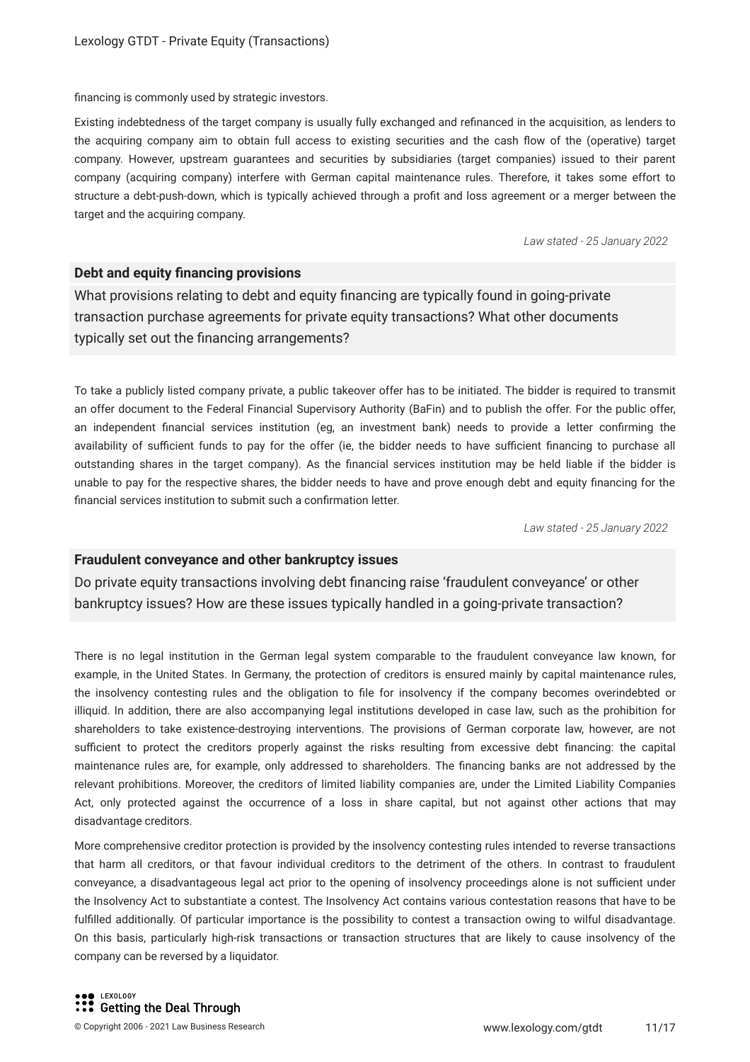financing is commonly used by strategic investors.

Existing indebtedness of the target company is usually fully exchanged and refinanced in the acquisition, as lenders to the acquiring company aim to obtain full access to existing securities and the cash flow of the (operative) target company. However, upstream guarantees and securities by subsidiaries (target companies) issued to their parent company (acquiring company) interfere with German capital maintenance rules. Therefore, it takes some effort to structure a debt-push-down, which is typically achieved through a profit and loss agreement or a merger between the target and the acquiring company.

*Law stated - 25 January 2022*

### Debt and equity financing provisions

What provisions relating to debt and equity financing are typically found in going-private transaction purchase agreements for private equity transactions? What other documents typically set out the financing arrangements?

To take a publicly listed company private, a public takeover offer has to be initiated. The bidder is required to transmit an offer document to the Federal Financial Supervisory Authority (BaFin) and to publish the offer. For the public offer, an independent financial services institution (eg, an investment bank) needs to provide a letter confirming the availability of sufficient funds to pay for the offer (ie, the bidder needs to have sufficient financing to purchase all outstanding shares in the target company). As the financial services institution may be held liable if the bidder is unable to pay for the respective shares, the bidder needs to have and prove enough debt and equity financing for the financial services institution to submit such a confirmation letter.

*Law stated - 25 January 2022*

### Fraudulent conveyance and other bankruptcy issues

Do private equity transactions involving debt financing raise 'fraudulent conveyance' or other bankruptcy issues? How are these issues typically handled in a going-private transaction?

There is no legal institution in the German legal system comparable to the fraudulent conveyance law known, for example, in the United States. In Germany, the protection of creditors is ensured mainly by capital maintenance rules, the insolvency contesting rules and the obligation to file for insolvency if the company becomes overindebted or illiquid. In addition, there are also accompanying legal institutions developed in case law, such as the prohibition for shareholders to take existence-destroying interventions. The provisions of German corporate law, however, are not sufficient to protect the creditors properly against the risks resulting from excessive debt financing: the capital maintenance rules are, for example, only addressed to shareholders. The financing banks are not addressed by the relevant prohibitions. Moreover, the creditors of limited liability companies are, under the Limited Liability Companies Act, only protected against the occurrence of a loss in share capital, but not against other actions that may disadvantage creditors.

More comprehensive creditor protection is provided by the insolvency contesting rules intended to reverse transactions that harm all creditors, or that favour individual creditors to the detriment of the others. In contrast to fraudulent conveyance, a disadvantageous legal act prior to the opening of insolvency proceedings alone is not sufficient under the Insolvency Act to substantiate a contest. The Insolvency Act contains various contestation reasons that have to be fulfilled additionally. Of particular importance is the possibility to contest a transaction owing to wilful disadvantage. On this basis, particularly high-risk transactions or transaction structures that are likely to cause insolvency of the company can be reversed by a liquidator.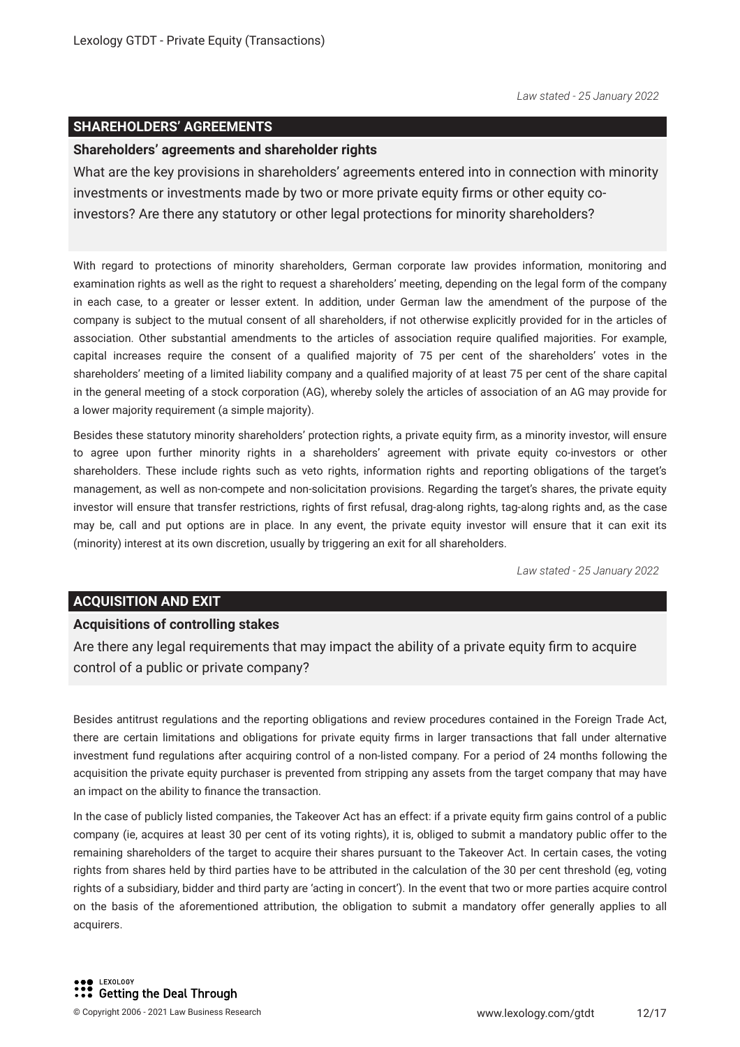*Law stated - 25 January 2022*

## SHAREHOLDERS' AGREEMENTS

### Shareholders' agreements and shareholder rights

What are the key provisions in shareholders' agreements entered into in connection with minority investments or investments made by two or more private equity firms or other equity co-investors? Are there any statutory or other legal protections for minority shareholders?

With regard to protections of minority shareholders, German corporate law provides information, monitoring and examination rights as well as the right to request a shareholders' meeting, depending on the legal form of the company in each case, to a greater or lesser extent. In addition, under German law the amendment of the purpose of the company is subject to the mutual consent of all shareholders, if not otherwise explicitly provided for in the articles of association. Other substantial amendments to the articles of association require qualified majorities. For example, capital increases require the consent of a qualified majority of 75 per cent of the shareholders' votes in the shareholders' meeting of a limited liability company and a qualified majority of at least 75 per cent of the share capital in the general meeting of a stock corporation (AG), whereby solely the articles of association of an AG may provide for a lower majority requirement (a simple majority).

Besides these statutory minority shareholders' protection rights, a private equity firm, as a minority investor, will ensure to agree upon further minority rights in a shareholders' agreement with private equity co-investors or other shareholders. These include rights such as veto rights, information rights and reporting obligations of the target's management, as well as non-compete and non-solicitation provisions. Regarding the target's shares, the private equity investor will ensure that transfer restrictions, rights of first refusal, drag-along rights, tag-along rights and, as the case may be, call and put options are in place. In any event, the private equity investor will ensure that it can exit its (minority) interest at its own discretion, usually by triggering an exit for all shareholders.

*Law stated - 25 January 2022*

## ACQUISITION AND EXIT

### Acquisitions of controlling stakes

Are there any legal requirements that may impact the ability of a private equity firm to acquire control of a public or private company?

Besides antitrust regulations and the reporting obligations and review procedures contained in the Foreign Trade Act, there are certain limitations and obligations for private equity firms in larger transactions that fall under alternative investment fund regulations after acquiring control of a non-listed company. For a period of 24 months following the acquisition the private equity purchaser is prevented from stripping any assets from the target company that may have an impact on the ability to finance the transaction.

In the case of publicly listed companies, the Takeover Act has an effect: if a private equity firm gains control of a public company (ie, acquires at least 30 per cent of its voting rights), it is, obliged to submit a mandatory public offer to the remaining shareholders of the target to acquire their shares pursuant to the Takeover Act. In certain cases, the voting rights from shares held by third parties have to be attributed in the calculation of the 30 per cent threshold (eg, voting rights of a subsidiary, bidder and third party are 'acting in concert'). In the event that two or more parties acquire control on the basis of the aforementioned attribution, the obligation to submit a mandatory offer generally applies to all acquirers.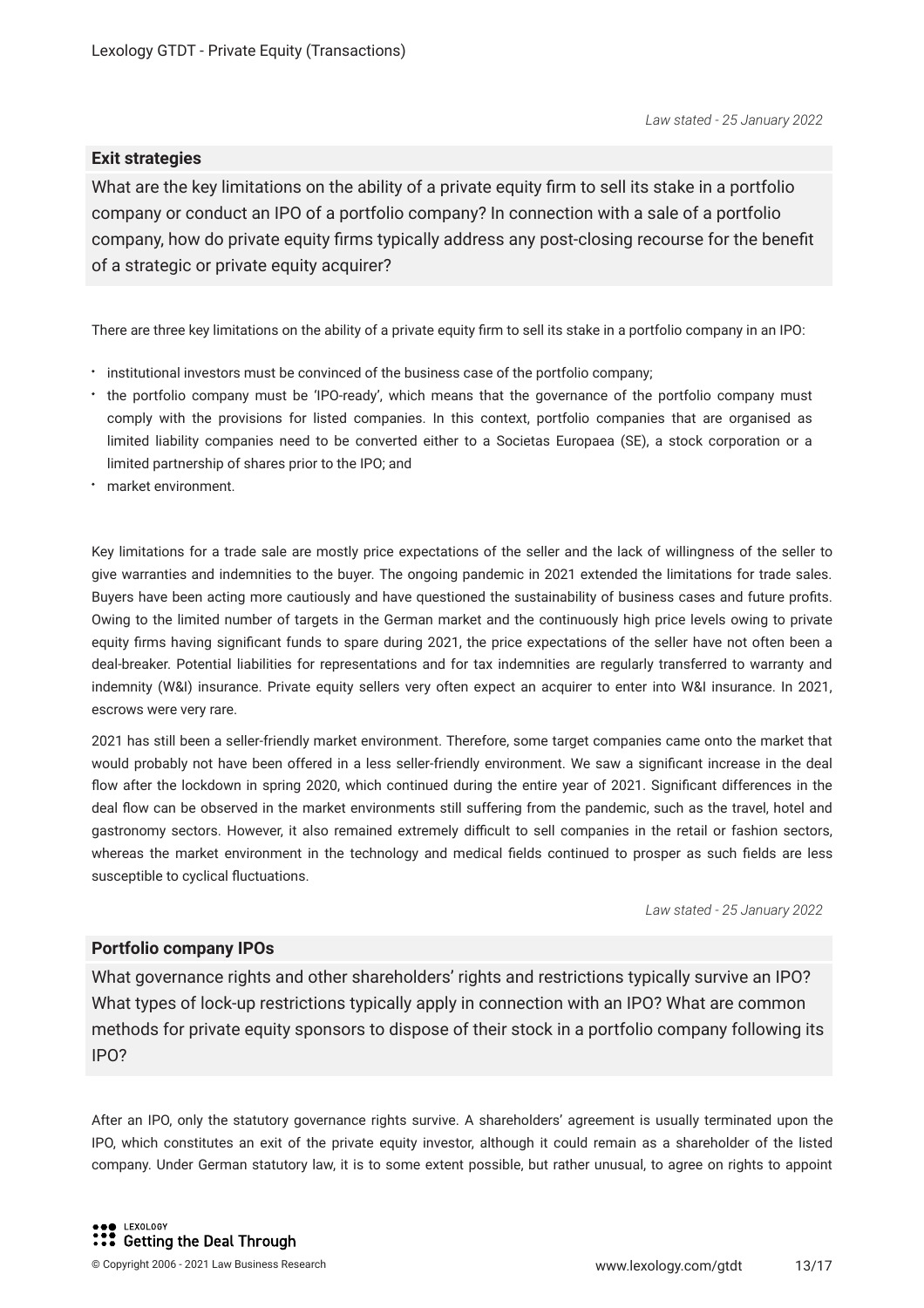*Law stated - 25 January 2022*

### Exit strategies

**What are the key limitations on the ability of a private equity firm to sell its stake in a portfolio company or conduct an IPO of a portfolio company? In connection with a sale of a portfolio company, how do private equity firms typically address any post-closing recourse for the benefit of a strategic or private equity acquirer?**

There are three key limitations on the ability of a private equity firm to sell its stake in a portfolio company in an IPO:

- institutional investors must be convinced of the business case of the portfolio company;
- the portfolio company must be 'IPO-ready', which means that the governance of the portfolio company must comply with the provisions for listed companies. In this context, portfolio companies that are organised as limited liability companies need to be converted either to a Societas Europaea (SE), a stock corporation or a limited partnership of shares prior to the IPO; and
- market environment.

Key limitations for a trade sale are mostly price expectations of the seller and the lack of willingness of the seller to give warranties and indemnities to the buyer. The ongoing pandemic in 2021 extended the limitations for trade sales. Buyers have been acting more cautiously and have questioned the sustainability of business cases and future profits. Owing to the limited number of targets in the German market and the continuously high price levels owing to private equity firms having significant funds to spare during 2021, the price expectations of the seller have not often been a deal-breaker. Potential liabilities for representations and for tax indemnities are regularly transferred to warranty and indemnity (W&I) insurance. Private equity sellers very often expect an acquirer to enter into W&I insurance. In 2021, escrows were very rare.

2021 has still been a seller-friendly market environment. Therefore, some target companies came onto the market that would probably not have been offered in a less seller-friendly environment. We saw a significant increase in the deal flow after the lockdown in spring 2020, which continued during the entire year of 2021. Significant differences in the deal flow can be observed in the market environments still suffering from the pandemic, such as the travel, hotel and gastronomy sectors. However, it also remained extremely difficult to sell companies in the retail or fashion sectors, whereas the market environment in the technology and medical fields continued to prosper as such fields are less susceptible to cyclical fluctuations.

*Law stated - 25 January 2022*

### Portfolio company IPOs

**What governance rights and other shareholders' rights and restrictions typically survive an IPO? What types of lock-up restrictions typically apply in connection with an IPO? What are common methods for private equity sponsors to dispose of their stock in a portfolio company following its IPO?**

After an IPO, only the statutory governance rights survive. A shareholders' agreement is usually terminated upon the IPO, which constitutes an exit of the private equity investor, although it could remain as a shareholder of the listed company. Under German statutory law, it is to some extent possible, but rather unusual, to agree on rights to appoint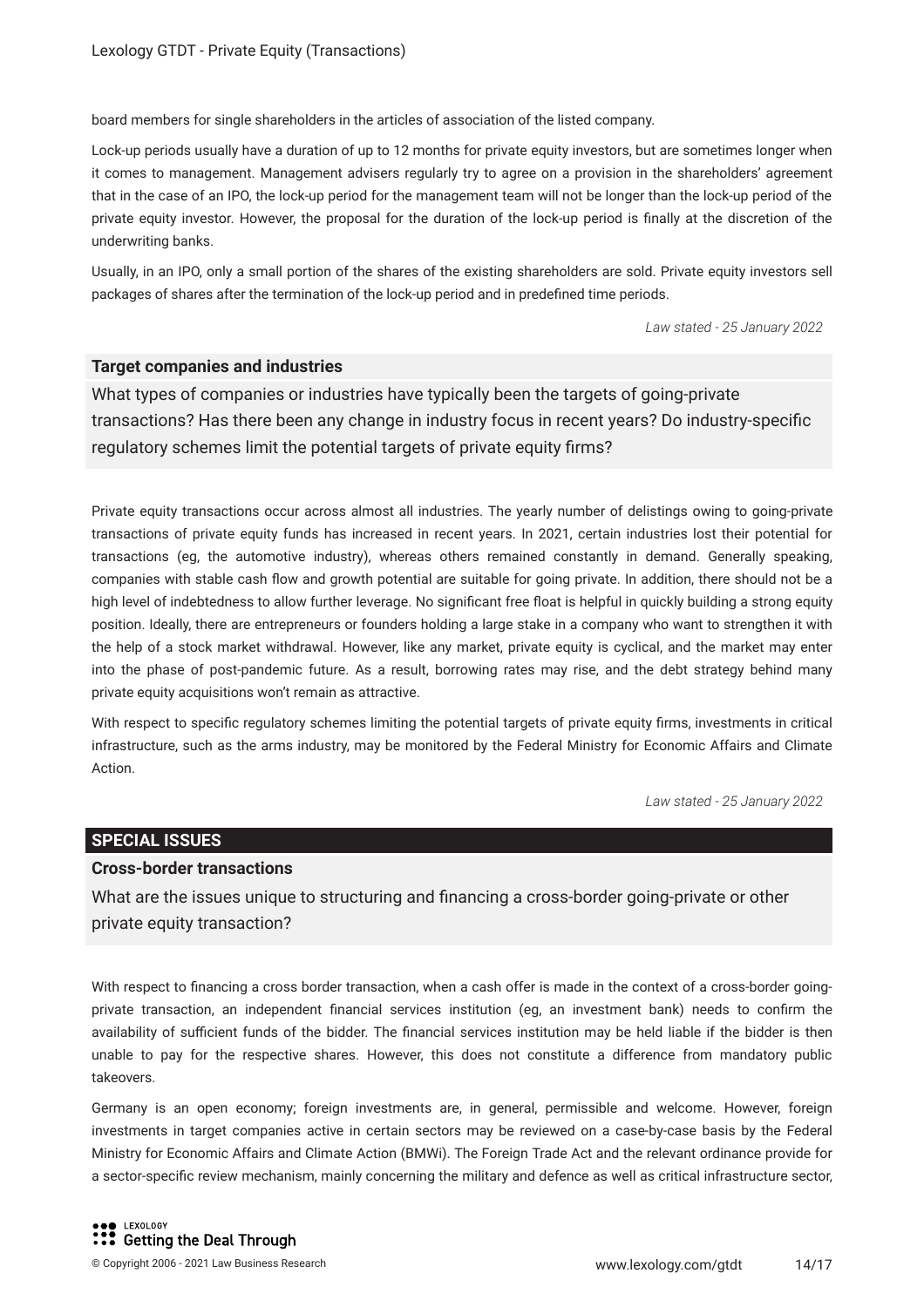board members for single shareholders in the articles of association of the listed company.

Lock-up periods usually have a duration of up to 12 months for private equity investors, but are sometimes longer when it comes to management. Management advisers regularly try to agree on a provision in the shareholders' agreement that in the case of an IPO, the lock-up period for the management team will not be longer than the lock-up period of the private equity investor. However, the proposal for the duration of the lock-up period is finally at the discretion of the underwriting banks.

Usually, in an IPO, only a small portion of the shares of the existing shareholders are sold. Private equity investors sell packages of shares after the termination of the lock-up period and in predefined time periods.

*Law stated - 25 January 2022*

### Target companies and industries

What types of companies or industries have typically been the targets of going-private transactions? Has there been any change in industry focus in recent years? Do industry-specific regulatory schemes limit the potential targets of private equity firms?

Private equity transactions occur across almost all industries. The yearly number of delistings owing to going-private transactions of private equity funds has increased in recent years. In 2021, certain industries lost their potential for transactions (eg, the automotive industry), whereas others remained constantly in demand. Generally speaking, companies with stable cash flow and growth potential are suitable for going private. In addition, there should not be a high level of indebtedness to allow further leverage. No significant free float is helpful in quickly building a strong equity position. Ideally, there are entrepreneurs or founders holding a large stake in a company who want to strengthen it with the help of a stock market withdrawal. However, like any market, private equity is cyclical, and the market may enter into the phase of post-pandemic future. As a result, borrowing rates may rise, and the debt strategy behind many private equity acquisitions won't remain as attractive.

With respect to specific regulatory schemes limiting the potential targets of private equity firms, investments in critical infrastructure, such as the arms industry, may be monitored by the Federal Ministry for Economic Affairs and Climate Action.

*Law stated - 25 January 2022*

## SPECIAL ISSUES

### Cross-border transactions

What are the issues unique to structuring and financing a cross-border going-private or other private equity transaction?

With respect to financing a cross border transaction, when a cash offer is made in the context of a cross-border going-private transaction, an independent financial services institution (eg, an investment bank) needs to confirm the availability of sufficient funds of the bidder. The financial services institution may be held liable if the bidder is then unable to pay for the respective shares. However, this does not constitute a difference from mandatory public takeovers.

Germany is an open economy; foreign investments are, in general, permissible and welcome. However, foreign investments in target companies active in certain sectors may be reviewed on a case-by-case basis by the Federal Ministry for Economic Affairs and Climate Action (BMWi). The Foreign Trade Act and the relevant ordinance provide for a sector-specific review mechanism, mainly concerning the military and defence as well as critical infrastructure sector,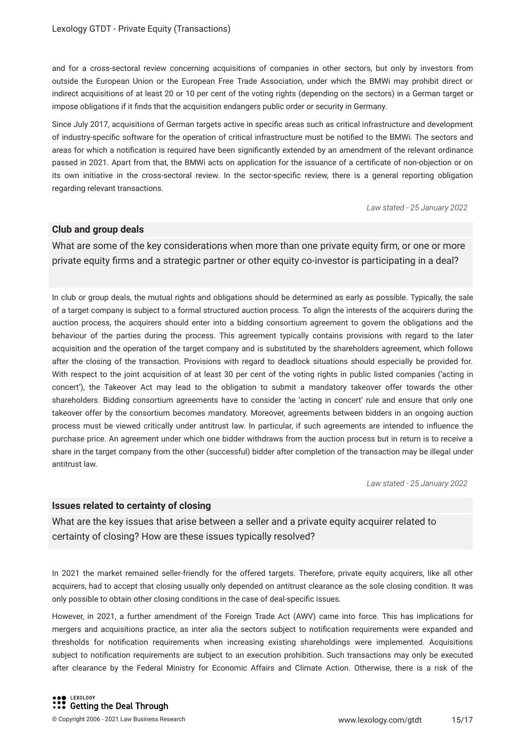and for a cross-sectoral review concerning acquisitions of companies in other sectors, but only by investors from outside the European Union or the European Free Trade Association, under which the BMWi may prohibit direct or indirect acquisitions of at least 20 or 10 per cent of the voting rights (depending on the sectors) in a German target or impose obligations if it finds that the acquisition endangers public order or security in Germany.

Since July 2017, acquisitions of German targets active in specific areas such as critical infrastructure and development of industry-specific software for the operation of critical infrastructure must be notified to the BMWi. The sectors and areas for which a notification is required have been significantly extended by an amendment of the relevant ordinance passed in 2021. Apart from that, the BMWi acts on application for the issuance of a certificate of non-objection or on its own initiative in the cross-sectoral review. In the sector-specific review, there is a general reporting obligation regarding relevant transactions.

*Law stated - 25 January 2022*

## Club and group deals

### What are some of the key considerations when more than one private equity firm, or one or more private equity firms and a strategic partner or other equity co-investor is participating in a deal?

In club or group deals, the mutual rights and obligations should be determined as early as possible. Typically, the sale of a target company is subject to a formal structured auction process. To align the interests of the acquirers during the auction process, the acquirers should enter into a bidding consortium agreement to govern the obligations and the behaviour of the parties during the process. This agreement typically contains provisions with regard to the later acquisition and the operation of the target company and is substituted by the shareholders agreement, which follows after the closing of the transaction. Provisions with regard to deadlock situations should especially be provided for. With respect to the joint acquisition of at least 30 per cent of the voting rights in public listed companies ('acting in concert'), the Takeover Act may lead to the obligation to submit a mandatory takeover offer towards the other shareholders. Bidding consortium agreements have to consider the 'acting in concert' rule and ensure that only one takeover offer by the consortium becomes mandatory. Moreover, agreements between bidders in an ongoing auction process must be viewed critically under antitrust law. In particular, if such agreements are intended to influence the purchase price. An agreement under which one bidder withdraws from the auction process but in return is to receive a share in the target company from the other (successful) bidder after completion of the transaction may be illegal under antitrust law.

*Law stated - 25 January 2022*

## Issues related to certainty of closing

### What are the key issues that arise between a seller and a private equity acquirer related to certainty of closing? How are these issues typically resolved?

In 2021 the market remained seller-friendly for the offered targets. Therefore, private equity acquirers, like all other acquirers, had to accept that closing usually only depended on antitrust clearance as the sole closing condition. It was only possible to obtain other closing conditions in the case of deal-specific issues.

However, in 2021, a further amendment of the Foreign Trade Act (AWV) came into force. This has implications for mergers and acquisitions practice, as inter alia the sectors subject to notification requirements were expanded and thresholds for notification requirements when increasing existing shareholdings were implemented. Acquisitions subject to notification requirements are subject to an execution prohibition. Such transactions may only be executed after clearance by the Federal Ministry for Economic Affairs and Climate Action. Otherwise, there is a risk of the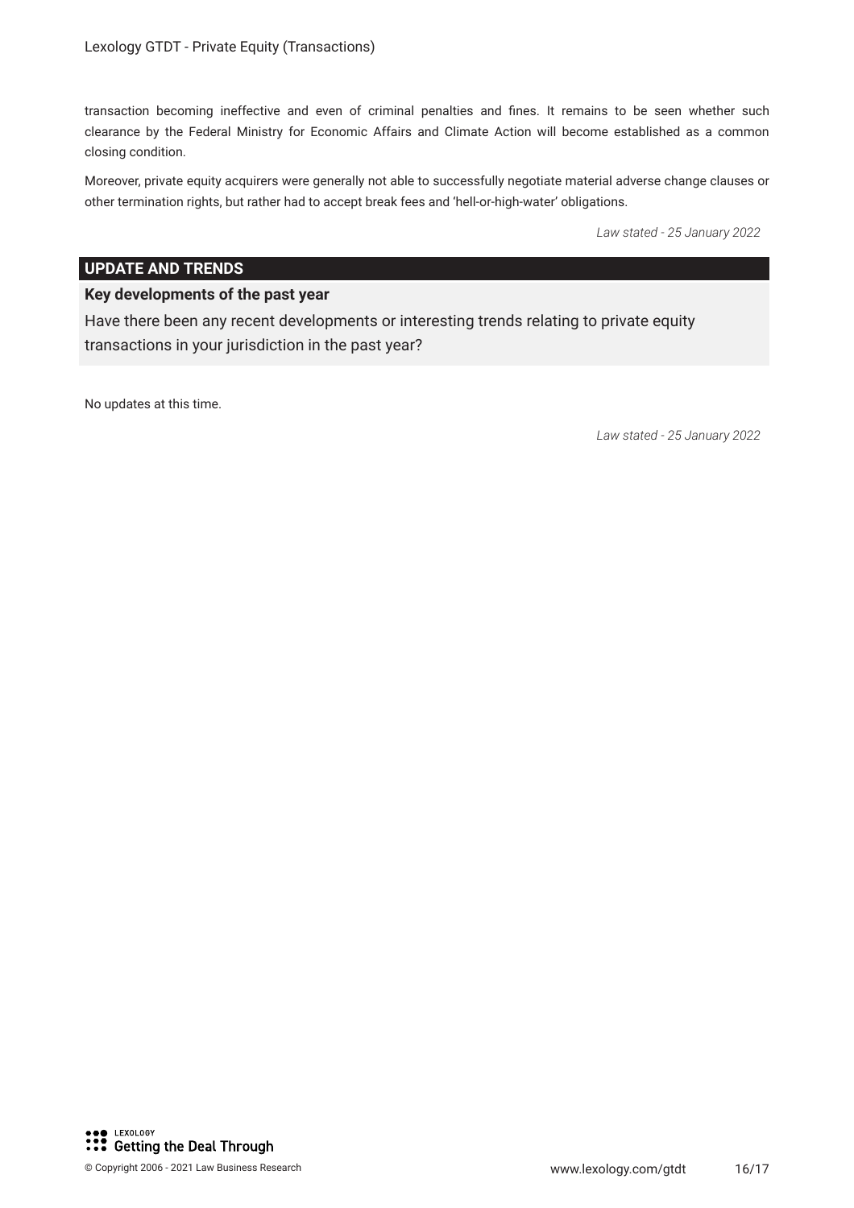transaction becoming ineffective and even of criminal penalties and fines. It remains to be seen whether such clearance by the Federal Ministry for Economic Affairs and Climate Action will become established as a common closing condition.

Moreover, private equity acquirers were generally not able to successfully negotiate material adverse change clauses or other termination rights, but rather had to accept break fees and 'hell-or-high-water' obligations.

*Law stated - 25 January 2022*

## UPDATE AND TRENDS

### Key developments of the past year

Have there been any recent developments or interesting trends relating to private equity transactions in your jurisdiction in the past year?

No updates at this time.

*Law stated - 25 January 2022*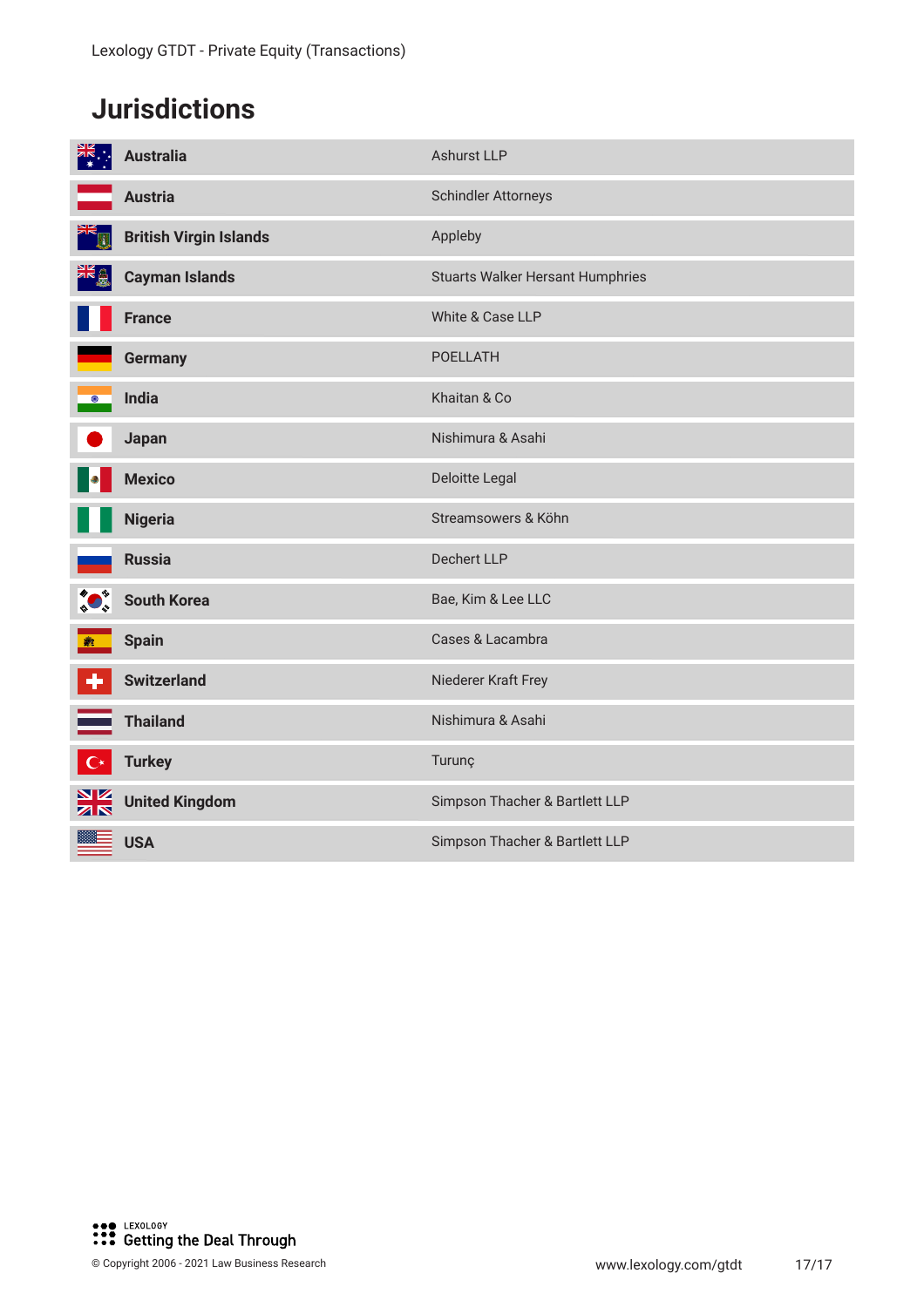## Jurisdictions

| | |
|---|---|
| **Australia** | Ashurst LLP |
| **Austria** | Schindler Attorneys |
| **British Virgin Islands** | Appleby |
| **Cayman Islands** | Stuarts Walker Hersant Humphries |
| **France** | White & Case LLP |
| **Germany** | POELLATH |
| **India** | Khaitan & Co |
| **Japan** | Nishimura & Asahi |
| **Mexico** | Deloitte Legal |
| **Nigeria** | Streamsowers & Köhn |
| **Russia** | Dechert LLP |
| **South Korea** | Bae, Kim & Lee LLC |
| **Spain** | Cases & Lacambra |
| **Switzerland** | Niederer Kraft Frey |
| **Thailand** | Nishimura & Asahi |
| **Turkey** | Turunç |
| **United Kingdom** | Simpson Thacher & Bartlett LLP |
| **USA** | Simpson Thacher & Bartlett LLP |